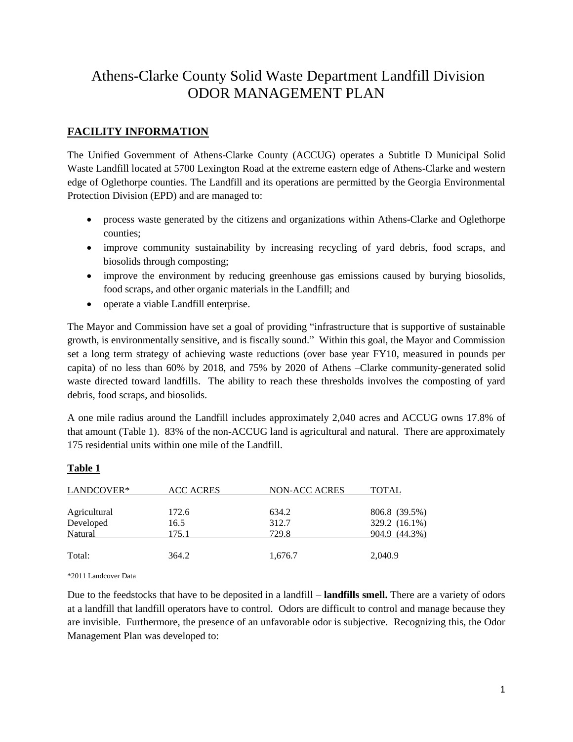# Athens-Clarke County Solid Waste Department Landfill Division ODOR MANAGEMENT PLAN

## FACILITY INFORMATION

The Unified Government of Athens-Clarke County (ACCUG) operates a Subtitle D Municipal Solid Waste Landfill located at 5700 Lexington Road at the extreme eastern edge of Athens-Clarke and western edge of Oglethorpe counties. The Landfill and its operations are permitted by the Georgia Environmental Protection Division (EPD) and are managed to:

- process waste generated by the citizens and organizations within Athens-Clarke and Oglethorpe counties;
- improve community sustainability by increasing recycling of yard debris, food scraps, and biosolids through composting;
- improve the environment by reducing greenhouse gas emissions caused by burying biosolids, food scraps, and other organic materials in the Landfill; and
- operate a viable Landfill enterprise.

The Mayor and Commission have set a goal of providing "infrastructure that is supportive of sustainable growth, is environmentally sensitive, and is fiscally sound." Within this goal, the Mayor and Commission set a long term strategy of achieving waste reductions (over base year FY10, measured in pounds per capita) of no less than 60% by 2018, and 75% by 2020 of Athens –Clarke community-generated solid waste directed toward landfills. The ability to reach these thresholds involves the composting of yard debris, food scraps, and biosolids.

A one mile radius around the Landfill includes approximately 2,040 acres and ACCUG owns 17.8% of that amount (Table 1). 83% of the non-ACCUG land is agricultural and natural. There are approximately 175 residential units within one mile of the Landfill.

**Table 1**

| LANDCOVER* | ACC ACRES | NON-ACC ACRES | TOTAL |
|---|---|---|---|
| Agricultural | 172.6 | 634.2 | 806.8 (39.5%) |
| Developed | 16.5 | 312.7 | 329.2 (16.1%) |
| Natural | 175.1 | 729.8 | 904.9 (44.3%) |
| Total: | 364.2 | 1,676.7 | 2,040.9 |

*2011 Landcover Data

Due to the feedstocks that have to be deposited in a landfill – **landfills smell.** There are a variety of odors at a landfill that landfill operators have to control. Odors are difficult to control and manage because they are invisible. Furthermore, the presence of an unfavorable odor is subjective. Recognizing this, the Odor Management Plan was developed to: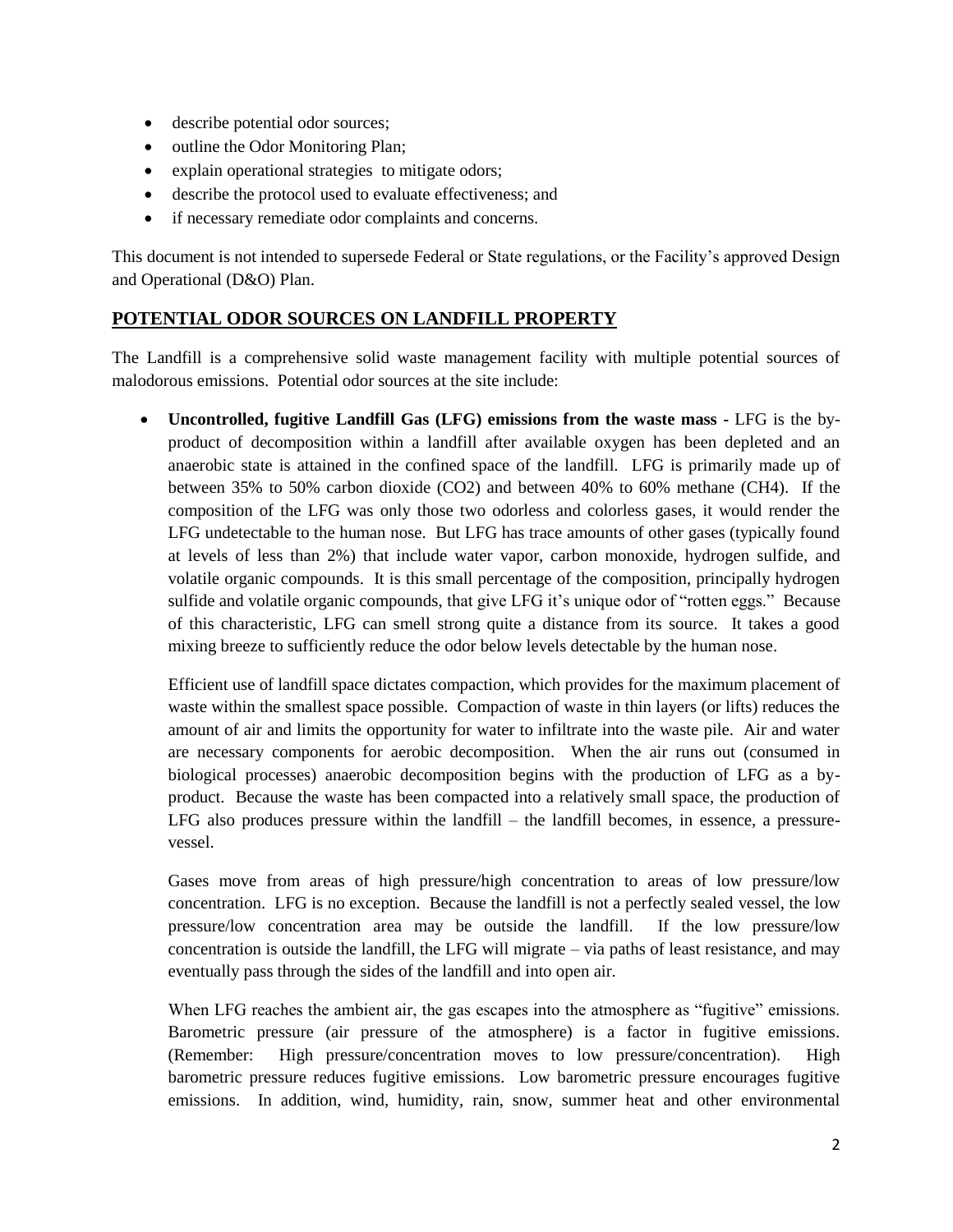- describe potential odor sources;
- outline the Odor Monitoring Plan;
- explain operational strategies to mitigate odors;
- describe the protocol used to evaluate effectiveness; and
- if necessary remediate odor complaints and concerns.

This document is not intended to supersede Federal or State regulations, or the Facility's approved Design and Operational (D&O) Plan.

## POTENTIAL ODOR SOURCES ON LANDFILL PROPERTY

The Landfill is a comprehensive solid waste management facility with multiple potential sources of malodorous emissions. Potential odor sources at the site include:

- **Uncontrolled, fugitive Landfill Gas (LFG) emissions from the waste mass -** LFG is the by-product of decomposition within a landfill after available oxygen has been depleted and an anaerobic state is attained in the confined space of the landfill. LFG is primarily made up of between 35% to 50% carbon dioxide ($CO_2$) and between 40% to 60% methane ($CH_4$). If the composition of the LFG was only those two odorless and colorless gases, it would render the LFG undetectable to the human nose. But LFG has trace amounts of other gases (typically found at levels of less than 2%) that include water vapor, carbon monoxide, hydrogen sulfide, and volatile organic compounds. It is this small percentage of the composition, principally hydrogen sulfide and volatile organic compounds, that give LFG it's unique odor of "rotten eggs." Because of this characteristic, LFG can smell strong quite a distance from its source. It takes a good mixing breeze to sufficiently reduce the odor below levels detectable by the human nose.

  Efficient use of landfill space dictates compaction, which provides for the maximum placement of waste within the smallest space possible. Compaction of waste in thin layers (or lifts) reduces the amount of air and limits the opportunity for water to infiltrate into the waste pile. Air and water are necessary components for aerobic decomposition. When the air runs out (consumed in biological processes) anaerobic decomposition begins with the production of LFG as a by-product. Because the waste has been compacted into a relatively small space, the production of LFG also produces pressure within the landfill – the landfill becomes, in essence, a pressure-vessel.

  Gases move from areas of high pressure/high concentration to areas of low pressure/low concentration. LFG is no exception. Because the landfill is not a perfectly sealed vessel, the low pressure/low concentration area may be outside the landfill. If the low pressure/low concentration is outside the landfill, the LFG will migrate – via paths of least resistance, and may eventually pass through the sides of the landfill and into open air.

  When LFG reaches the ambient air, the gas escapes into the atmosphere as "fugitive" emissions. Barometric pressure (air pressure of the atmosphere) is a factor in fugitive emissions. (Remember: High pressure/concentration moves to low pressure/concentration). High barometric pressure reduces fugitive emissions. Low barometric pressure encourages fugitive emissions. In addition, wind, humidity, rain, snow, summer heat and other environmental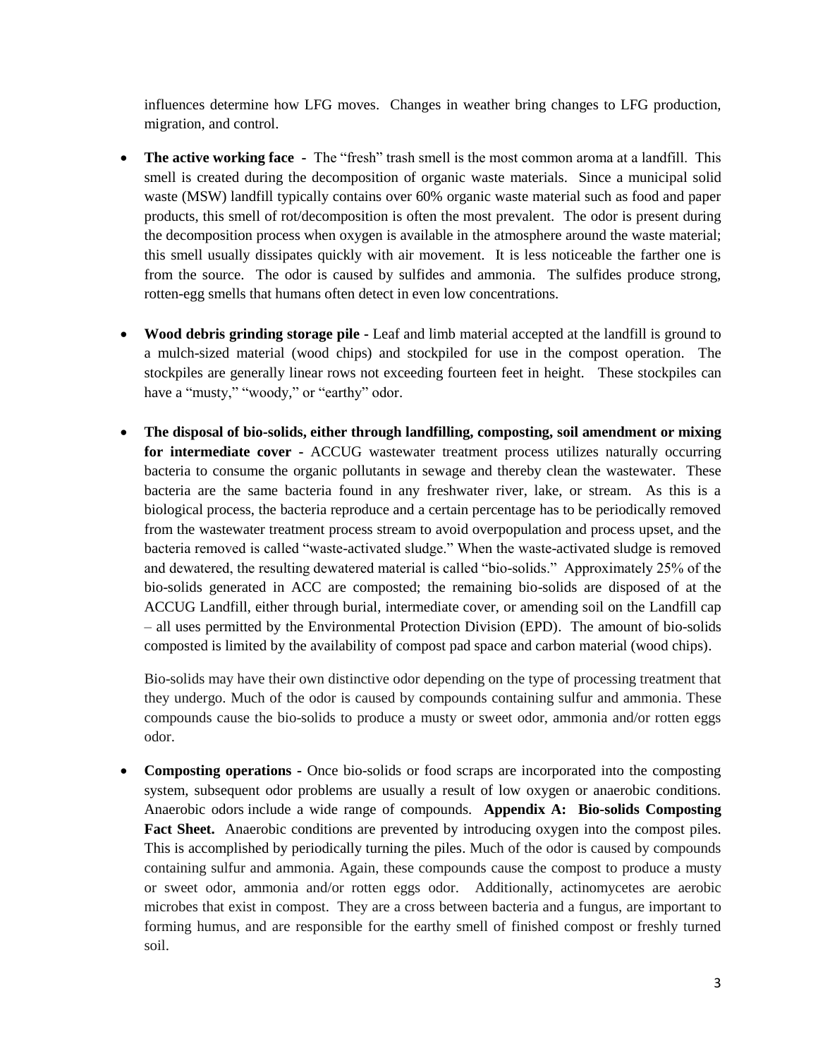influences determine how LFG moves. Changes in weather bring changes to LFG production, migration, and control.

- **The active working face** - The "fresh" trash smell is the most common aroma at a landfill. This smell is created during the decomposition of organic waste materials. Since a municipal solid waste (MSW) landfill typically contains over 60% organic waste material such as food and paper products, this smell of rot/decomposition is often the most prevalent. The odor is present during the decomposition process when oxygen is available in the atmosphere around the waste material; this smell usually dissipates quickly with air movement. It is less noticeable the farther one is from the source. The odor is caused by sulfides and ammonia. The sulfides produce strong, rotten-egg smells that humans often detect in even low concentrations.

- **Wood debris grinding storage pile -** Leaf and limb material accepted at the landfill is ground to a mulch-sized material (wood chips) and stockpiled for use in the compost operation. The stockpiles are generally linear rows not exceeding fourteen feet in height. These stockpiles can have a "musty," "woody," or "earthy" odor.

- **The disposal of bio-solids, either through landfilling, composting, soil amendment or mixing for intermediate cover -** ACCUG wastewater treatment process utilizes naturally occurring bacteria to consume the organic pollutants in sewage and thereby clean the wastewater. These bacteria are the same bacteria found in any freshwater river, lake, or stream. As this is a biological process, the bacteria reproduce and a certain percentage has to be periodically removed from the wastewater treatment process stream to avoid overpopulation and process upset, and the bacteria removed is called "waste-activated sludge." When the waste-activated sludge is removed and dewatered, the resulting dewatered material is called "bio-solids." Approximately 25% of the bio-solids generated in ACC are composted; the remaining bio-solids are disposed of at the ACCUG Landfill, either through burial, intermediate cover, or amending soil on the Landfill cap – all uses permitted by the Environmental Protection Division (EPD). The amount of bio-solids composted is limited by the availability of compost pad space and carbon material (wood chips).

  Bio-solids may have their own distinctive odor depending on the type of processing treatment that they undergo. Much of the odor is caused by compounds containing sulfur and ammonia. These compounds cause the bio-solids to produce a musty or sweet odor, ammonia and/or rotten eggs odor.

- **Composting operations -** Once bio-solids or food scraps are incorporated into the composting system, subsequent odor problems are usually a result of low oxygen or anaerobic conditions. Anaerobic odors include a wide range of compounds. **Appendix A: Bio-solids Composting Fact Sheet.** Anaerobic conditions are prevented by introducing oxygen into the compost piles. This is accomplished by periodically turning the piles. Much of the odor is caused by compounds containing sulfur and ammonia. Again, these compounds cause the compost to produce a musty or sweet odor, ammonia and/or rotten eggs odor. Additionally, actinomycetes are aerobic microbes that exist in compost. They are a cross between bacteria and a fungus, are important to forming humus, and are responsible for the earthy smell of finished compost or freshly turned soil.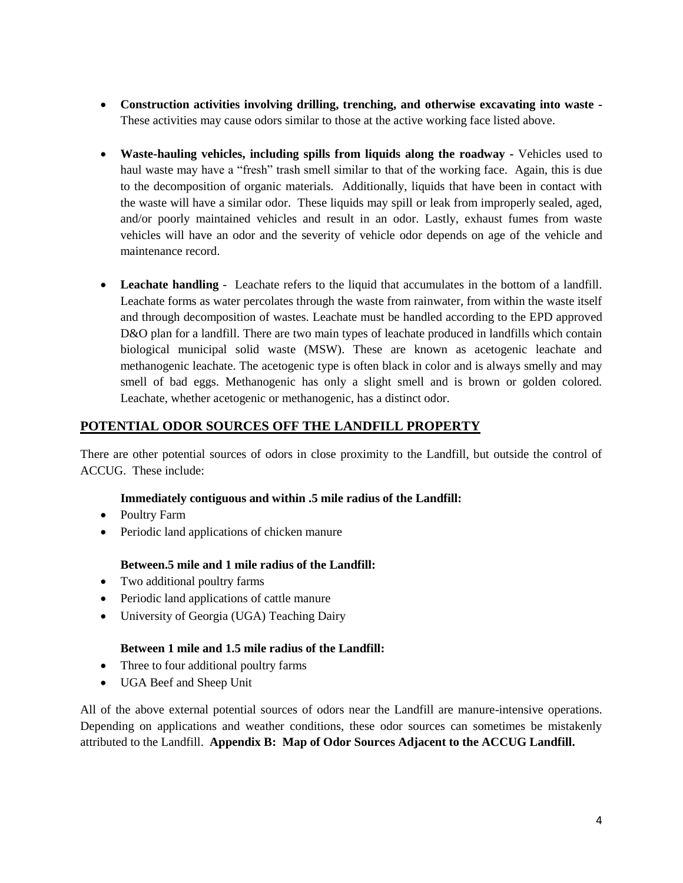- **Construction activities involving drilling, trenching, and otherwise excavating into waste** - These activities may cause odors similar to those at the active working face listed above.

- **Waste-hauling vehicles, including spills from liquids along the roadway** - Vehicles used to haul waste may have a "fresh" trash smell similar to that of the working face. Again, this is due to the decomposition of organic materials. Additionally, liquids that have been in contact with the waste will have a similar odor. These liquids may spill or leak from improperly sealed, aged, and/or poorly maintained vehicles and result in an odor. Lastly, exhaust fumes from waste vehicles will have an odor and the severity of vehicle odor depends on age of the vehicle and maintenance record.

- **Leachate handling** - Leachate refers to the liquid that accumulates in the bottom of a landfill. Leachate forms as water percolates through the waste from rainwater, from within the waste itself and through decomposition of wastes. Leachate must be handled according to the EPD approved D&O plan for a landfill. There are two main types of leachate produced in landfills which contain biological municipal solid waste (MSW). These are known as acetogenic leachate and methanogenic leachate. The acetogenic type is often black in color and is always smelly and may smell of bad eggs. Methanogenic has only a slight smell and is brown or golden colored. Leachate, whether acetogenic or methanogenic, has a distinct odor.

## POTENTIAL ODOR SOURCES OFF THE LANDFILL PROPERTY

There are other potential sources of odors in close proximity to the Landfill, but outside the control of ACCUG. These include:

**Immediately contiguous and within .5 mile radius of the Landfill:**

- Poultry Farm
- Periodic land applications of chicken manure

**Between.5 mile and 1 mile radius of the Landfill:**

- Two additional poultry farms
- Periodic land applications of cattle manure
- University of Georgia (UGA) Teaching Dairy

**Between 1 mile and 1.5 mile radius of the Landfill:**

- Three to four additional poultry farms
- UGA Beef and Sheep Unit

All of the above external potential sources of odors near the Landfill are manure-intensive operations. Depending on applications and weather conditions, these odor sources can sometimes be mistakenly attributed to the Landfill. **Appendix B: Map of Odor Sources Adjacent to the ACCUG Landfill.**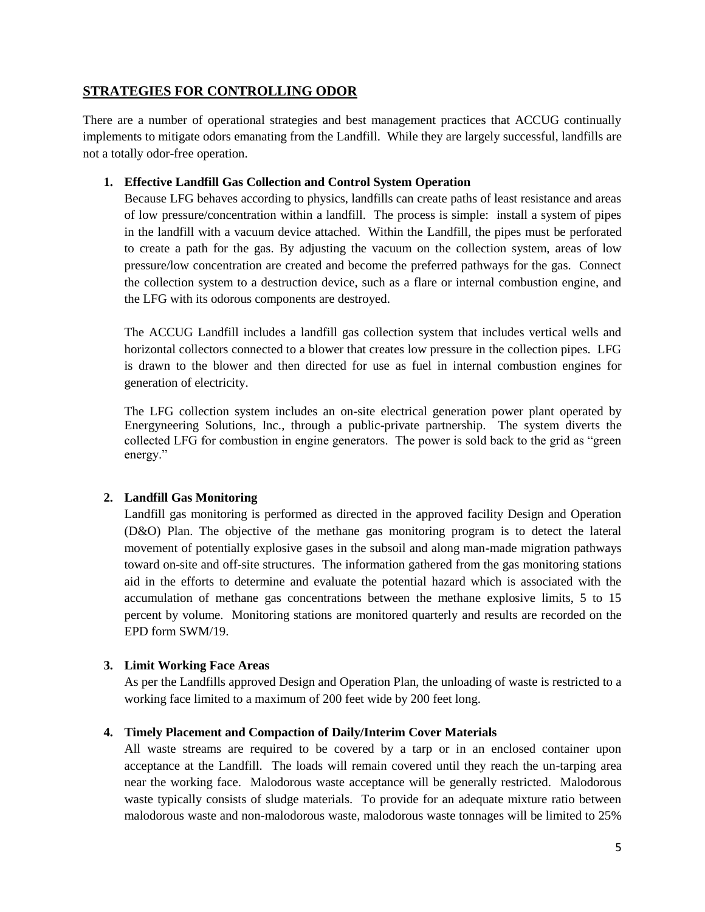## STRATEGIES FOR CONTROLLING ODOR

There are a number of operational strategies and best management practices that ACCUG continually implements to mitigate odors emanating from the Landfill. While they are largely successful, landfills are not a totally odor-free operation.

1. **Effective Landfill Gas Collection and Control System Operation**

   Because LFG behaves according to physics, landfills can create paths of least resistance and areas of low pressure/concentration within a landfill. The process is simple: install a system of pipes in the landfill with a vacuum device attached. Within the Landfill, the pipes must be perforated to create a path for the gas. By adjusting the vacuum on the collection system, areas of low pressure/low concentration are created and become the preferred pathways for the gas. Connect the collection system to a destruction device, such as a flare or internal combustion engine, and the LFG with its odorous components are destroyed.

   The ACCUG Landfill includes a landfill gas collection system that includes vertical wells and horizontal collectors connected to a blower that creates low pressure in the collection pipes. LFG is drawn to the blower and then directed for use as fuel in internal combustion engines for generation of electricity.

   The LFG collection system includes an on-site electrical generation power plant operated by Energyneering Solutions, Inc., through a public-private partnership. The system diverts the collected LFG for combustion in engine generators. The power is sold back to the grid as "green energy."

2. **Landfill Gas Monitoring**

   Landfill gas monitoring is performed as directed in the approved facility Design and Operation (D&O) Plan. The objective of the methane gas monitoring program is to detect the lateral movement of potentially explosive gases in the subsoil and along man-made migration pathways toward on-site and off-site structures. The information gathered from the gas monitoring stations aid in the efforts to determine and evaluate the potential hazard which is associated with the accumulation of methane gas concentrations between the methane explosive limits, 5 to 15 percent by volume. Monitoring stations are monitored quarterly and results are recorded on the EPD form SWM/19.

3. **Limit Working Face Areas**

   As per the Landfills approved Design and Operation Plan, the unloading of waste is restricted to a working face limited to a maximum of 200 feet wide by 200 feet long.

4. **Timely Placement and Compaction of Daily/Interim Cover Materials**

   All waste streams are required to be covered by a tarp or in an enclosed container upon acceptance at the Landfill. The loads will remain covered until they reach the un-tarping area near the working face. Malodorous waste acceptance will be generally restricted. Malodorous waste typically consists of sludge materials. To provide for an adequate mixture ratio between malodorous waste and non-malodorous waste, malodorous waste tonnages will be limited to 25%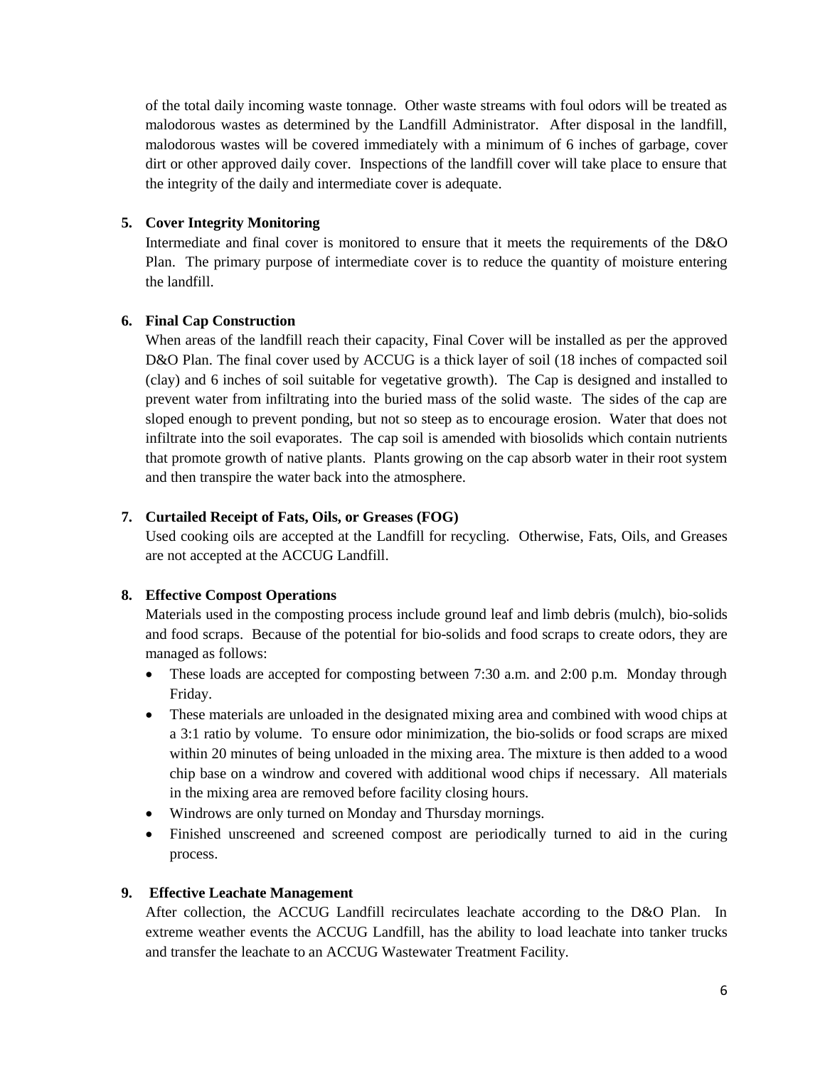of the total daily incoming waste tonnage. Other waste streams with foul odors will be treated as malodorous wastes as determined by the Landfill Administrator. After disposal in the landfill, malodorous wastes will be covered immediately with a minimum of 6 inches of garbage, cover dirt or other approved daily cover. Inspections of the landfill cover will take place to ensure that the integrity of the daily and intermediate cover is adequate.

**5. Cover Integrity Monitoring**

Intermediate and final cover is monitored to ensure that it meets the requirements of the D&O Plan. The primary purpose of intermediate cover is to reduce the quantity of moisture entering the landfill.

**6. Final Cap Construction**

When areas of the landfill reach their capacity, Final Cover will be installed as per the approved D&O Plan. The final cover used by ACCUG is a thick layer of soil (18 inches of compacted soil (clay) and 6 inches of soil suitable for vegetative growth). The Cap is designed and installed to prevent water from infiltrating into the buried mass of the solid waste. The sides of the cap are sloped enough to prevent ponding, but not so steep as to encourage erosion. Water that does not infiltrate into the soil evaporates. The cap soil is amended with biosolids which contain nutrients that promote growth of native plants. Plants growing on the cap absorb water in their root system and then transpire the water back into the atmosphere.

**7. Curtailed Receipt of Fats, Oils, or Greases (FOG)**

Used cooking oils are accepted at the Landfill for recycling. Otherwise, Fats, Oils, and Greases are not accepted at the ACCUG Landfill.

**8. Effective Compost Operations**

Materials used in the composting process include ground leaf and limb debris (mulch), bio-solids and food scraps. Because of the potential for bio-solids and food scraps to create odors, they are managed as follows:

- These loads are accepted for composting between 7:30 a.m. and 2:00 p.m. Monday through Friday.
- These materials are unloaded in the designated mixing area and combined with wood chips at a 3:1 ratio by volume. To ensure odor minimization, the bio-solids or food scraps are mixed within 20 minutes of being unloaded in the mixing area. The mixture is then added to a wood chip base on a windrow and covered with additional wood chips if necessary. All materials in the mixing area are removed before facility closing hours.
- Windrows are only turned on Monday and Thursday mornings.
- Finished unscreened and screened compost are periodically turned to aid in the curing process.

**9. Effective Leachate Management**

After collection, the ACCUG Landfill recirculates leachate according to the D&O Plan. In extreme weather events the ACCUG Landfill, has the ability to load leachate into tanker trucks and transfer the leachate to an ACCUG Wastewater Treatment Facility.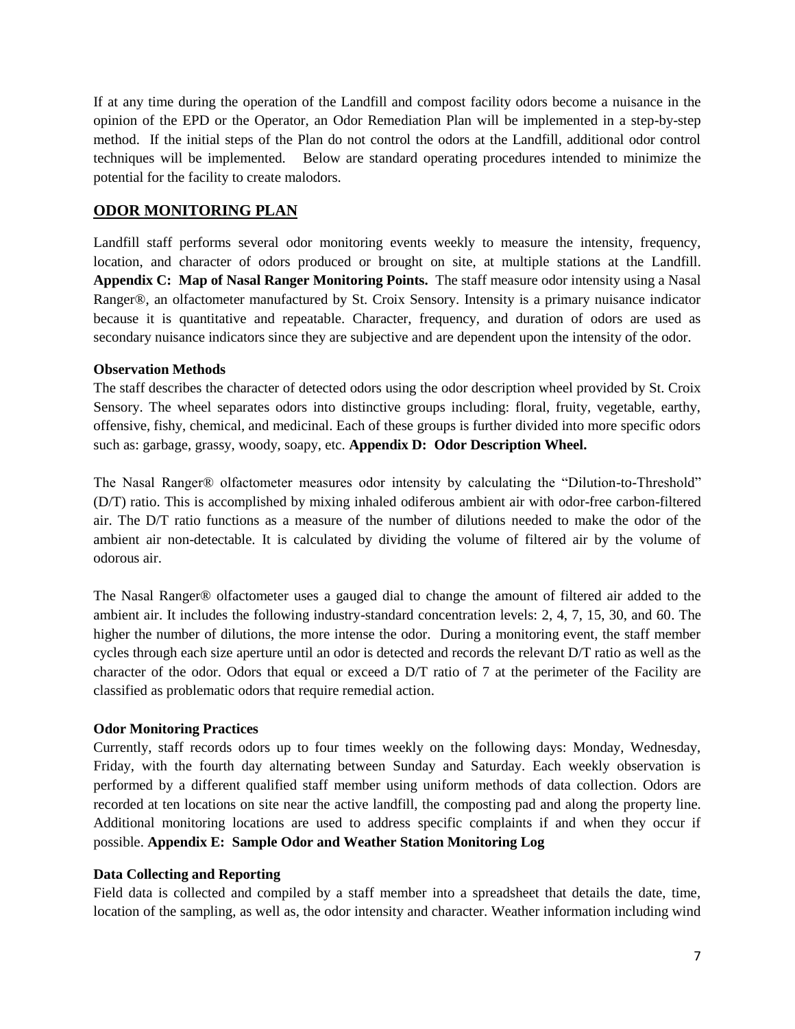If at any time during the operation of the Landfill and compost facility odors become a nuisance in the opinion of the EPD or the Operator, an Odor Remediation Plan will be implemented in a step-by-step method. If the initial steps of the Plan do not control the odors at the Landfill, additional odor control techniques will be implemented. Below are standard operating procedures intended to minimize the potential for the facility to create malodors.

## ODOR MONITORING PLAN

Landfill staff performs several odor monitoring events weekly to measure the intensity, frequency, location, and character of odors produced or brought on site, at multiple stations at the Landfill. **Appendix C: Map of Nasal Ranger Monitoring Points.** The staff measure odor intensity using a Nasal Ranger®, an olfactometer manufactured by St. Croix Sensory. Intensity is a primary nuisance indicator because it is quantitative and repeatable. Character, frequency, and duration of odors are used as secondary nuisance indicators since they are subjective and are dependent upon the intensity of the odor.

### Observation Methods

The staff describes the character of detected odors using the odor description wheel provided by St. Croix Sensory. The wheel separates odors into distinctive groups including: floral, fruity, vegetable, earthy, offensive, fishy, chemical, and medicinal. Each of these groups is further divided into more specific odors such as: garbage, grassy, woody, soapy, etc. **Appendix D: Odor Description Wheel.**

The Nasal Ranger® olfactometer measures odor intensity by calculating the "Dilution-to-Threshold" (D/T) ratio. This is accomplished by mixing inhaled odiferous ambient air with odor-free carbon-filtered air. The D/T ratio functions as a measure of the number of dilutions needed to make the odor of the ambient air non-detectable. It is calculated by dividing the volume of filtered air by the volume of odorous air.

The Nasal Ranger® olfactometer uses a gauged dial to change the amount of filtered air added to the ambient air. It includes the following industry-standard concentration levels: 2, 4, 7, 15, 30, and 60. The higher the number of dilutions, the more intense the odor. During a monitoring event, the staff member cycles through each size aperture until an odor is detected and records the relevant D/T ratio as well as the character of the odor. Odors that equal or exceed a D/T ratio of 7 at the perimeter of the Facility are classified as problematic odors that require remedial action.

### Odor Monitoring Practices

Currently, staff records odors up to four times weekly on the following days: Monday, Wednesday, Friday, with the fourth day alternating between Sunday and Saturday. Each weekly observation is performed by a different qualified staff member using uniform methods of data collection. Odors are recorded at ten locations on site near the active landfill, the composting pad and along the property line. Additional monitoring locations are used to address specific complaints if and when they occur if possible. **Appendix E: Sample Odor and Weather Station Monitoring Log**

### Data Collecting and Reporting

Field data is collected and compiled by a staff member into a spreadsheet that details the date, time, location of the sampling, as well as, the odor intensity and character. Weather information including wind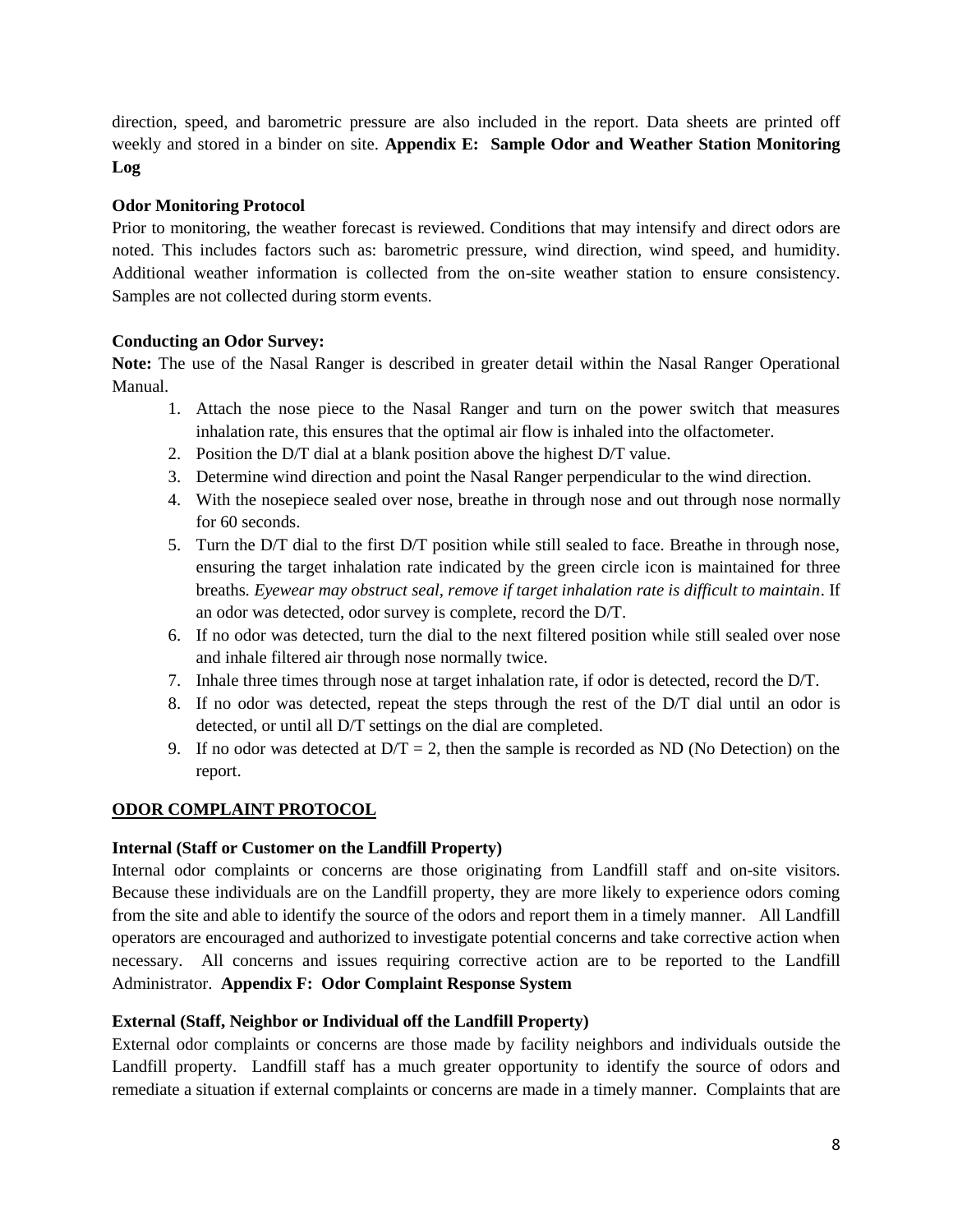direction, speed, and barometric pressure are also included in the report. Data sheets are printed off weekly and stored in a binder on site. **Appendix E: Sample Odor and Weather Station Monitoring Log**

**Odor Monitoring Protocol**

Prior to monitoring, the weather forecast is reviewed. Conditions that may intensify and direct odors are noted. This includes factors such as: barometric pressure, wind direction, wind speed, and humidity. Additional weather information is collected from the on-site weather station to ensure consistency. Samples are not collected during storm events.

**Conducting an Odor Survey:**

**Note:** The use of the Nasal Ranger is described in greater detail within the Nasal Ranger Operational Manual.

1. Attach the nose piece to the Nasal Ranger and turn on the power switch that measures inhalation rate, this ensures that the optimal air flow is inhaled into the olfactometer.
2. Position the D/T dial at a blank position above the highest D/T value.
3. Determine wind direction and point the Nasal Ranger perpendicular to the wind direction.
4. With the nosepiece sealed over nose, breathe in through nose and out through nose normally for 60 seconds.
5. Turn the D/T dial to the first D/T position while still sealed to face. Breathe in through nose, ensuring the target inhalation rate indicated by the green circle icon is maintained for three breaths. *Eyewear may obstruct seal, remove if target inhalation rate is difficult to maintain*. If an odor was detected, odor survey is complete, record the D/T.
6. If no odor was detected, turn the dial to the next filtered position while still sealed over nose and inhale filtered air through nose normally twice.
7. Inhale three times through nose at target inhalation rate, if odor is detected, record the D/T.
8. If no odor was detected, repeat the steps through the rest of the D/T dial until an odor is detected, or until all D/T settings on the dial are completed.
9. If no odor was detected at D/T = 2, then the sample is recorded as ND (No Detection) on the report.

## ODOR COMPLAINT PROTOCOL

**Internal (Staff or Customer on the Landfill Property)**

Internal odor complaints or concerns are those originating from Landfill staff and on-site visitors. Because these individuals are on the Landfill property, they are more likely to experience odors coming from the site and able to identify the source of the odors and report them in a timely manner. All Landfill operators are encouraged and authorized to investigate potential concerns and take corrective action when necessary. All concerns and issues requiring corrective action are to be reported to the Landfill Administrator. **Appendix F: Odor Complaint Response System**

**External (Staff, Neighbor or Individual off the Landfill Property)**

External odor complaints or concerns are those made by facility neighbors and individuals outside the Landfill property. Landfill staff has a much greater opportunity to identify the source of odors and remediate a situation if external complaints or concerns are made in a timely manner. Complaints that are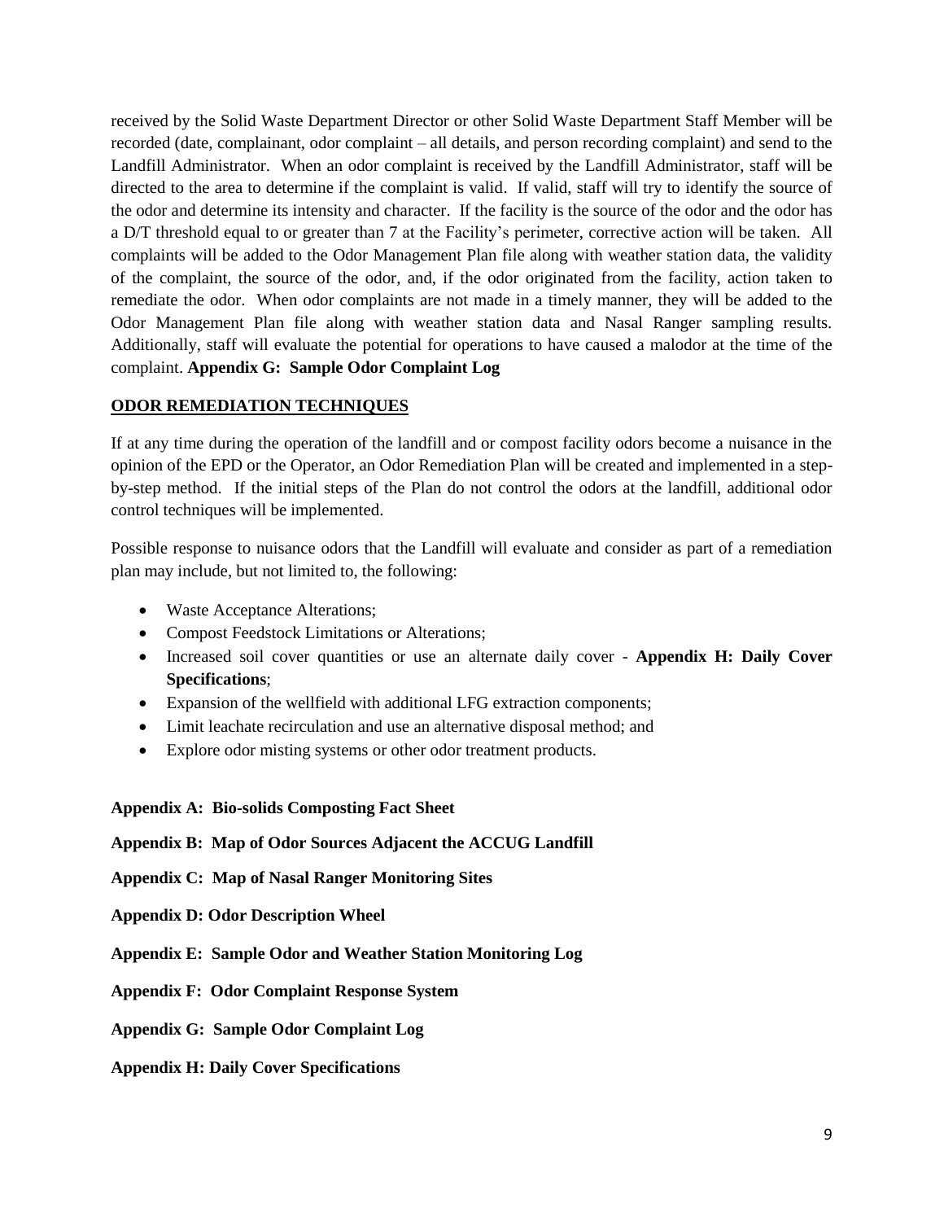received by the Solid Waste Department Director or other Solid Waste Department Staff Member will be recorded (date, complainant, odor complaint – all details, and person recording complaint) and send to the Landfill Administrator. When an odor complaint is received by the Landfill Administrator, staff will be directed to the area to determine if the complaint is valid. If valid, staff will try to identify the source of the odor and determine its intensity and character. If the facility is the source of the odor and the odor has a D/T threshold equal to or greater than 7 at the Facility's perimeter, corrective action will be taken. All complaints will be added to the Odor Management Plan file along with weather station data, the validity of the complaint, the source of the odor, and, if the odor originated from the facility, action taken to remediate the odor. When odor complaints are not made in a timely manner, they will be added to the Odor Management Plan file along with weather station data and Nasal Ranger sampling results. Additionally, staff will evaluate the potential for operations to have caused a malodor at the time of the complaint. **Appendix G: Sample Odor Complaint Log**

## ODOR REMEDIATION TECHNIQUES

If at any time during the operation of the landfill and or compost facility odors become a nuisance in the opinion of the EPD or the Operator, an Odor Remediation Plan will be created and implemented in a step-by-step method. If the initial steps of the Plan do not control the odors at the landfill, additional odor control techniques will be implemented.

Possible response to nuisance odors that the Landfill will evaluate and consider as part of a remediation plan may include, but not limited to, the following:

- Waste Acceptance Alterations;
- Compost Feedstock Limitations or Alterations;
- Increased soil cover quantities or use an alternate daily cover - **Appendix H: Daily Cover Specifications**;
- Expansion of the wellfield with additional LFG extraction components;
- Limit leachate recirculation and use an alternative disposal method; and
- Explore odor misting systems or other odor treatment products.

**Appendix A: Bio-solids Composting Fact Sheet**

**Appendix B: Map of Odor Sources Adjacent the ACCUG Landfill**

**Appendix C: Map of Nasal Ranger Monitoring Sites**

**Appendix D: Odor Description Wheel**

**Appendix E: Sample Odor and Weather Station Monitoring Log**

**Appendix F: Odor Complaint Response System**

**Appendix G: Sample Odor Complaint Log**

**Appendix H: Daily Cover Specifications**